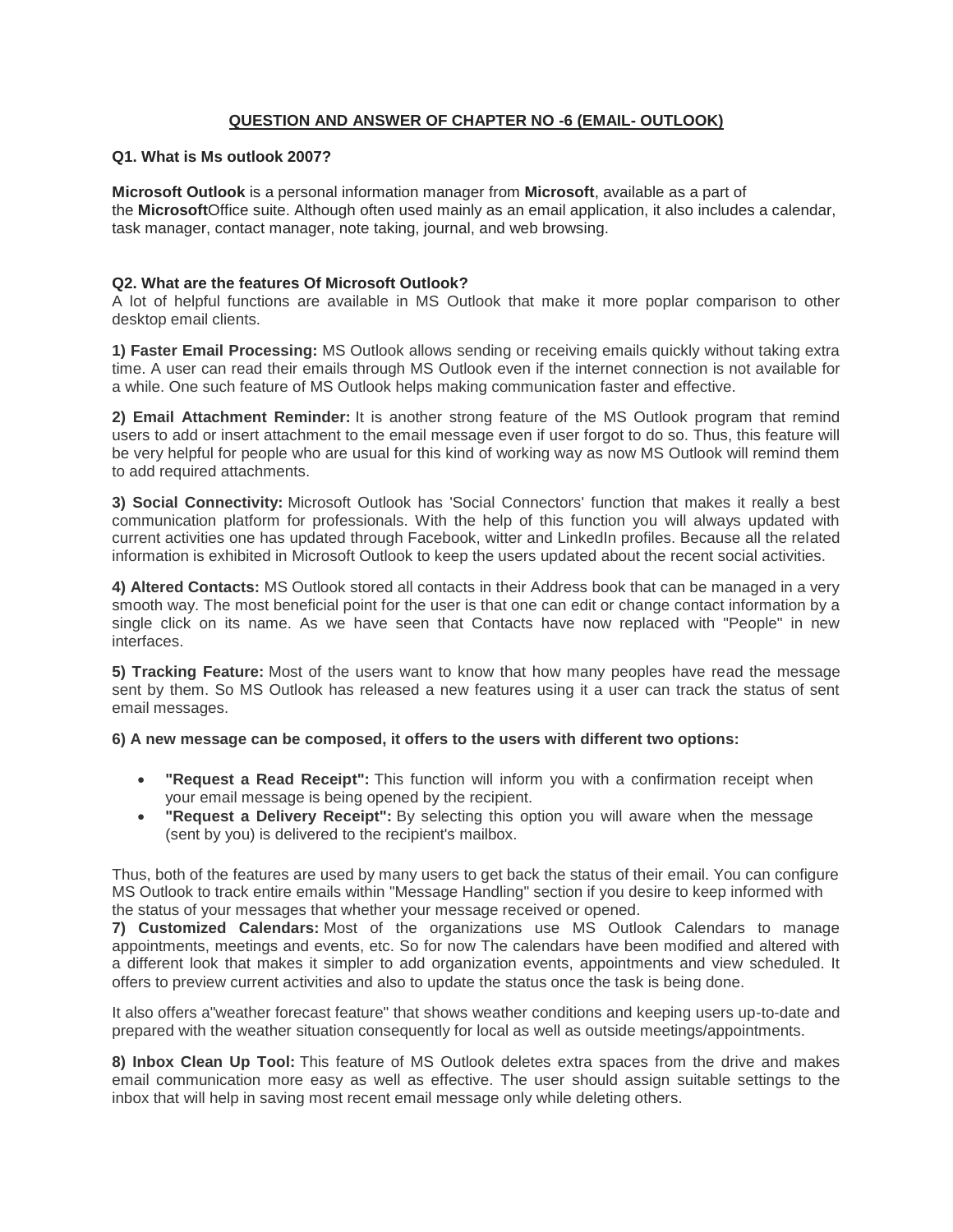## QUESTION AND ANSWER OF CHAPTER NO -6 (EMAIL- OUTLOOK)

**Q1. What is Ms outlook 2007?**

**Microsoft Outlook** is a personal information manager from **Microsoft**, available as a part of the **Microsoft**Office suite. Although often used mainly as an email application, it also includes a calendar, task manager, contact manager, note taking, journal, and web browsing.

**Q2. What are the features Of Microsoft Outlook?**

A lot of helpful functions are available in MS Outlook that make it more poplar comparison to other desktop email clients.

**1) Faster Email Processing:** MS Outlook allows sending or receiving emails quickly without taking extra time. A user can read their emails through MS Outlook even if the internet connection is not available for a while. One such feature of MS Outlook helps making communication faster and effective.

**2) Email Attachment Reminder:** It is another strong feature of the MS Outlook program that remind users to add or insert attachment to the email message even if user forgot to do so. Thus, this feature will be very helpful for people who are usual for this kind of working way as now MS Outlook will remind them to add required attachments.

**3) Social Connectivity:** Microsoft Outlook has 'Social Connectors' function that makes it really a best communication platform for professionals. With the help of this function you will always updated with current activities one has updated through Facebook, witter and LinkedIn profiles. Because all the related information is exhibited in Microsoft Outlook to keep the users updated about the recent social activities.

**4) Altered Contacts:** MS Outlook stored all contacts in their Address book that can be managed in a very smooth way. The most beneficial point for the user is that one can edit or change contact information by a single click on its name. As we have seen that Contacts have now replaced with "People" in new interfaces.

**5) Tracking Feature:** Most of the users want to know that how many peoples have read the message sent by them. So MS Outlook has released a new features using it a user can track the status of sent email messages.

**6) A new message can be composed, it offers to the users with different two options:**

- **"Request a Read Receipt":** This function will inform you with a confirmation receipt when your email message is being opened by the recipient.
- **"Request a Delivery Receipt":** By selecting this option you will aware when the message (sent by you) is delivered to the recipient's mailbox.

Thus, both of the features are used by many users to get back the status of their email. You can configure MS Outlook to track entire emails within "Message Handling" section if you desire to keep informed with the status of your messages that whether your message received or opened.

**7) Customized Calendars:** Most of the organizations use MS Outlook Calendars to manage appointments, meetings and events, etc. So for now The calendars have been modified and altered with a different look that makes it simpler to add organization events, appointments and view scheduled. It offers to preview current activities and also to update the status once the task is being done.

It also offers a"weather forecast feature" that shows weather conditions and keeping users up-to-date and prepared with the weather situation consequently for local as well as outside meetings/appointments.

**8) Inbox Clean Up Tool:** This feature of MS Outlook deletes extra spaces from the drive and makes email communication more easy as well as effective. The user should assign suitable settings to the inbox that will help in saving most recent email message only while deleting others.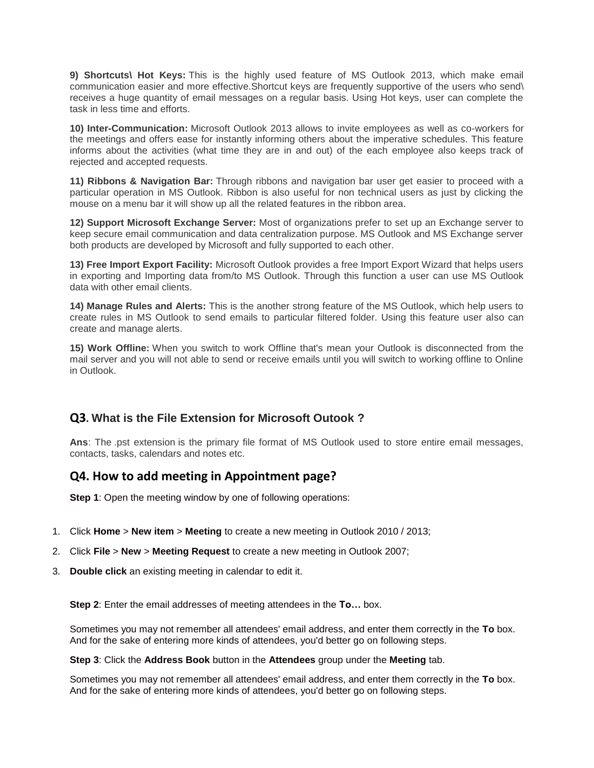**9) Shortcuts\ Hot Keys:** This is the highly used feature of MS Outlook 2013, which make email communication easier and more effective.Shortcut keys are frequently supportive of the users who send\ receives a huge quantity of email messages on a regular basis. Using Hot keys, user can complete the task in less time and efforts.

**10) Inter-Communication:** Microsoft Outlook 2013 allows to invite employees as well as co-workers for the meetings and offers ease for instantly informing others about the imperative schedules. This feature informs about the activities (what time they are in and out) of the each employee also keeps track of rejected and accepted requests.

**11) Ribbons & Navigation Bar:** Through ribbons and navigation bar user get easier to proceed with a particular operation in MS Outlook. Ribbon is also useful for non technical users as just by clicking the mouse on a menu bar it will show up all the related features in the ribbon area.

**12) Support Microsoft Exchange Server:** Most of organizations prefer to set up an Exchange server to keep secure email communication and data centralization purpose. MS Outlook and MS Exchange server both products are developed by Microsoft and fully supported to each other.

**13) Free Import Export Facility:** Microsoft Outlook provides a free Import Export Wizard that helps users in exporting and Importing data from/to MS Outlook. Through this function a user can use MS Outlook data with other email clients.

**14) Manage Rules and Alerts:** This is the another strong feature of the MS Outlook, which help users to create rules in MS Outlook to send emails to particular filtered folder. Using this feature user also can create and manage alerts.

**15) Work Offline:** When you switch to work Offline that's mean your Outlook is disconnected from the mail server and you will not able to send or receive emails until you will switch to working offline to Online in Outlook.

## Q3. What is the File Extension for Microsoft Outook ?

**Ans**: The .pst extension is the primary file format of MS Outlook used to store entire email messages, contacts, tasks, calendars and notes etc.

## Q4. How to add meeting in Appointment page?

**Step 1**: Open the meeting window by one of following operations:

1. Click **Home** > **New item** > **Meeting** to create a new meeting in Outlook 2010 / 2013;
2. Click **File** > **New** > **Meeting Request** to create a new meeting in Outlook 2007;
3. **Double click** an existing meeting in calendar to edit it.

**Step 2**: Enter the email addresses of meeting attendees in the **To…** box.

Sometimes you may not remember all attendees' email address, and enter them correctly in the **To** box. And for the sake of entering more kinds of attendees, you'd better go on following steps.

**Step 3**: Click the **Address Book** button in the **Attendees** group under the **Meeting** tab.

Sometimes you may not remember all attendees' email address, and enter them correctly in the **To** box. And for the sake of entering more kinds of attendees, you'd better go on following steps.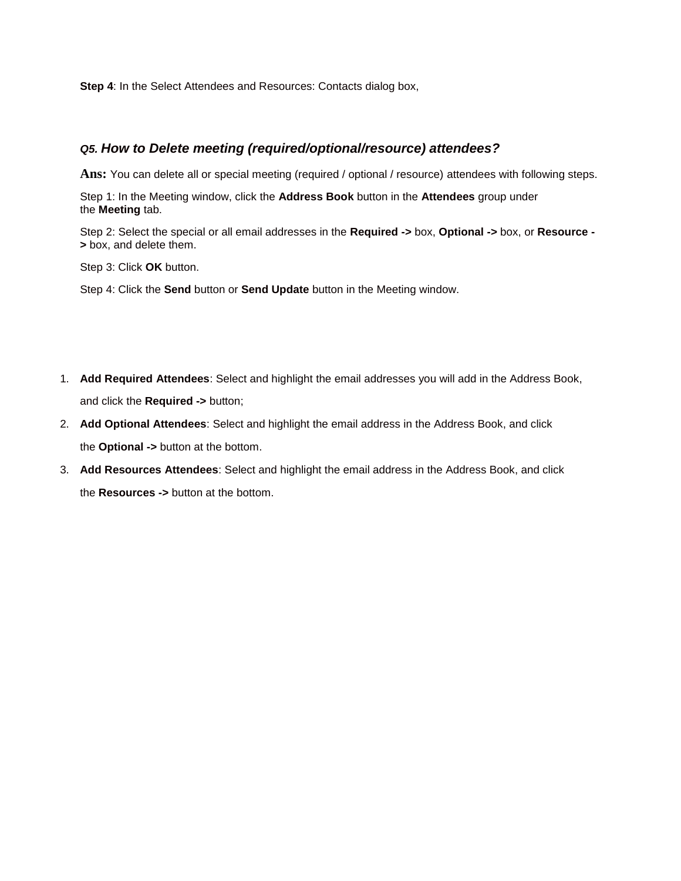**Step 4**: In the Select Attendees and Resources: Contacts dialog box,

### *Q5. How to Delete meeting (required/optional/resource) attendees?*

**Ans:** You can delete all or special meeting (required / optional / resource) attendees with following steps.

Step 1: In the Meeting window, click the **Address Book** button in the **Attendees** group under the **Meeting** tab.

Step 2: Select the special or all email addresses in the **Required ->** box, **Optional ->** box, or **Resource ->** box, and delete them.

Step 3: Click **OK** button.

Step 4: Click the **Send** button or **Send Update** button in the Meeting window.

1. **Add Required Attendees**: Select and highlight the email addresses you will add in the Address Book, and click the **Required ->** button;
2. **Add Optional Attendees**: Select and highlight the email address in the Address Book, and click the **Optional ->** button at the bottom.
3. **Add Resources Attendees**: Select and highlight the email address in the Address Book, and click the **Resources ->** button at the bottom.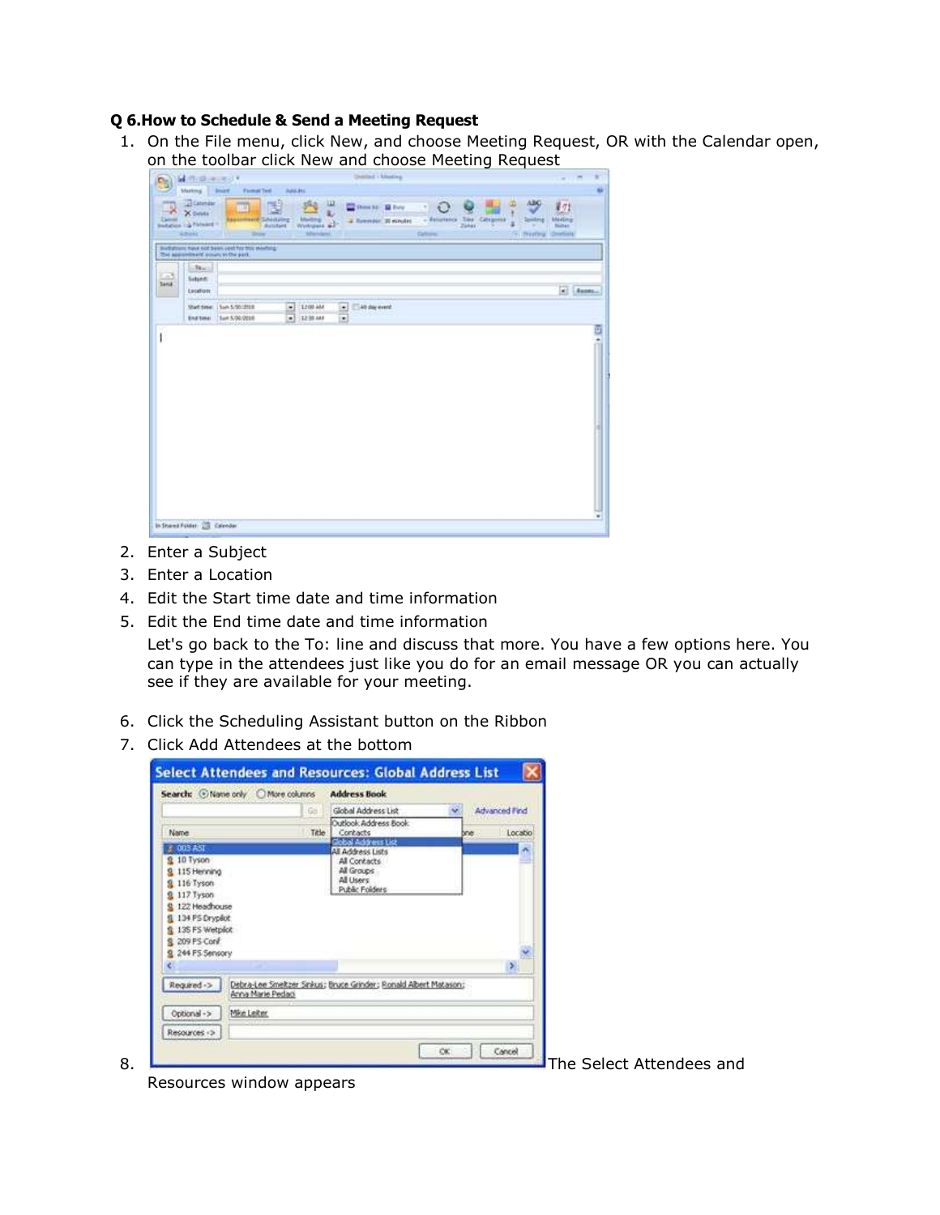**Q 6.How to Schedule & Send a Meeting Request**

1. On the File menu, click New, and choose Meeting Request, OR with the Calendar open, on the toolbar click New and choose Meeting Request
2. Enter a Subject
3. Enter a Location
4. Edit the Start time date and time information
5. Edit the End time date and time information

   Let's go back to the To: line and discuss that more. You have a few options here. You can type in the attendees just like you do for an email message OR you can actually see if they are available for your meeting.

6. Click the Scheduling Assistant button on the Ribbon
7. Click Add Attendees at the bottom
8. The Select Attendees and Resources window appears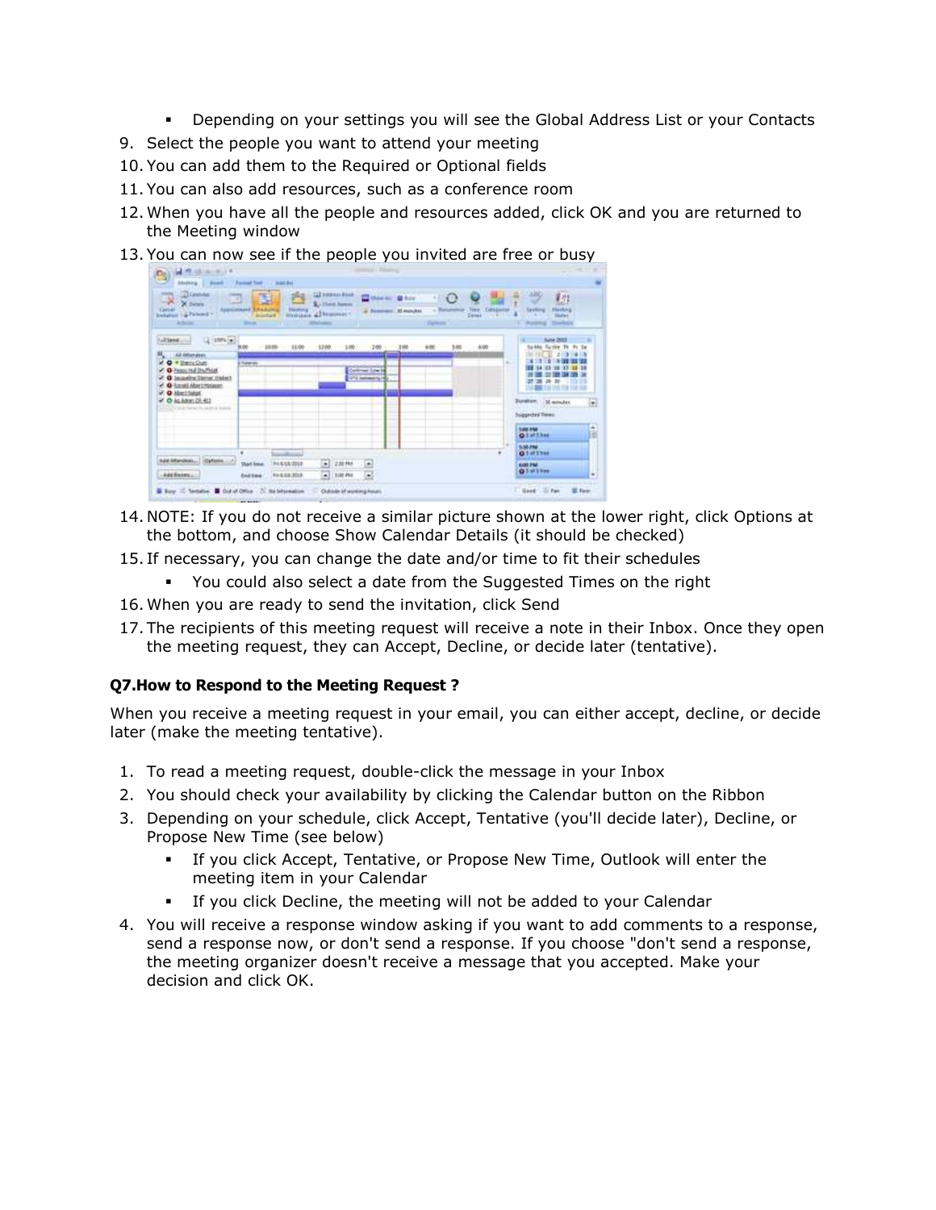- Depending on your settings you will see the Global Address List or your Contacts

9. Select the people you want to attend your meeting
10. You can add them to the Required or Optional fields
11. You can also add resources, such as a conference room
12. When you have all the people and resources added, click OK and you are returned to the Meeting window
13. You can now see if the people you invited are free or busy
14. NOTE: If you do not receive a similar picture shown at the lower right, click Options at the bottom, and choose Show Calendar Details (it should be checked)
15. If necessary, you can change the date and/or time to fit their schedules
    - You could also select a date from the Suggested Times on the right
16. When you are ready to send the invitation, click Send
17. The recipients of this meeting request will receive a note in their Inbox. Once they open the meeting request, they can Accept, Decline, or decide later (tentative).

### Q7.How to Respond to the Meeting Request ?

When you receive a meeting request in your email, you can either accept, decline, or decide later (make the meeting tentative).

1. To read a meeting request, double-click the message in your Inbox
2. You should check your availability by clicking the Calendar button on the Ribbon
3. Depending on your schedule, click Accept, Tentative (you'll decide later), Decline, or Propose New Time (see below)
    - If you click Accept, Tentative, or Propose New Time, Outlook will enter the meeting item in your Calendar
    - If you click Decline, the meeting will not be added to your Calendar
4. You will receive a response window asking if you want to add comments to a response, send a response now, or don't send a response. If you choose "don't send a response, the meeting organizer doesn't receive a message that you accepted. Make your decision and click OK.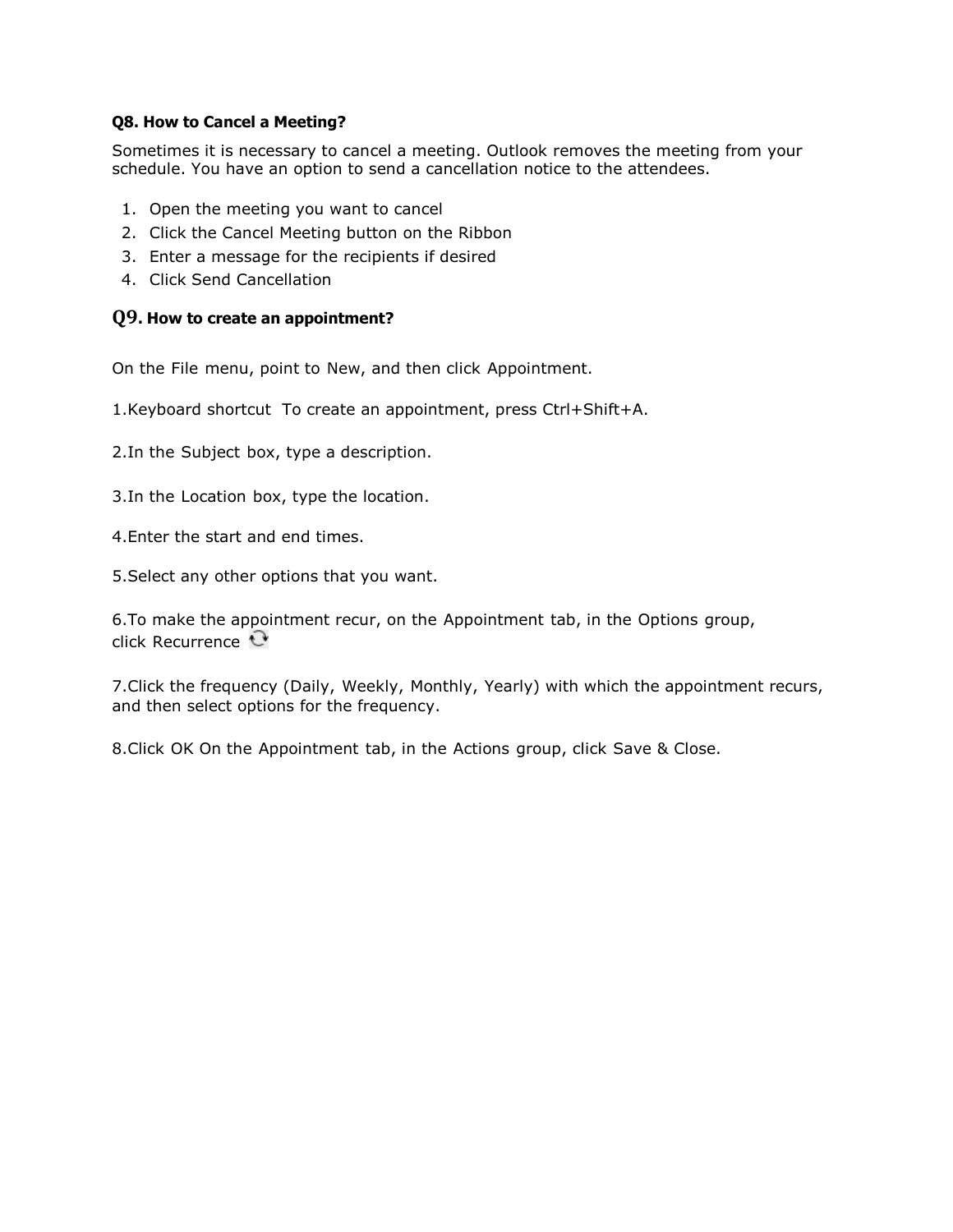**Q8. How to Cancel a Meeting?**

Sometimes it is necessary to cancel a meeting. Outlook removes the meeting from your schedule. You have an option to send a cancellation notice to the attendees.

1. Open the meeting you want to cancel
2. Click the Cancel Meeting button on the Ribbon
3. Enter a message for the recipients if desired
4. Click Send Cancellation

**Q9. How to create an appointment?**

On the File menu, point to New, and then click Appointment.

1.Keyboard shortcut  To create an appointment, press Ctrl+Shift+A.

2.In the Subject box, type a description.

3.In the Location box, type the location.

4.Enter the start and end times.

5.Select any other options that you want.

6.To make the appointment recur, on the Appointment tab, in the Options group, click Recurrence

7.Click the frequency (Daily, Weekly, Monthly, Yearly) with which the appointment recurs, and then select options for the frequency.

8.Click OK On the Appointment tab, in the Actions group, click Save & Close.